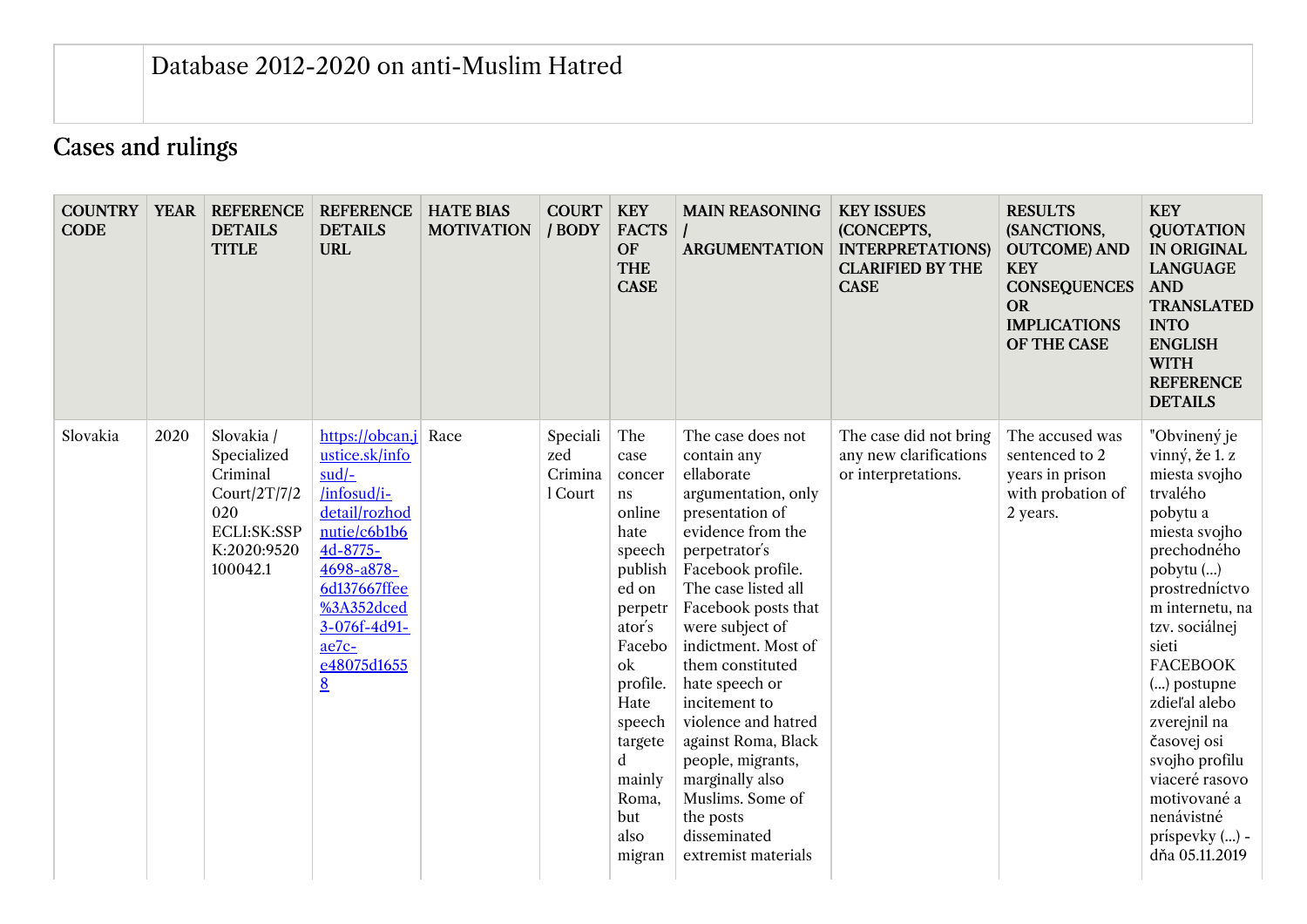| | Database 2012-2020 on anti-Muslim Hatred |
|---|---|

## Cases and rulings

| COUNTRY CODE | YEAR | REFERENCE DETAILS TITLE | REFERENCE DETAILS URL | HATE BIAS MOTIVATION | COURT / BODY | KEY FACTS OF THE CASE | MAIN REASONING / ARGUMENTATION | KEY ISSUES (CONCEPTS, INTERPRETATIONS) CLARIFIED BY THE CASE | RESULTS (SANCTIONS, OUTCOME) AND KEY CONSEQUENCES OR IMPLICATIONS OF THE CASE | KEY QUOTATION IN ORIGINAL LANGUAGE AND TRANSLATED INTO ENGLISH WITH REFERENCE DETAILS |
|---|---|---|---|---|---|---|---|---|---|---|
| Slovakia | 2020 | Slovakia / Specialized Criminal Court/2T/7/2020 ECLI:SK:SSPK:2020:9520100042.1 | https://obcan.justice.sk/infosud/-/infosud/i-detail/rozhodnutie/c6b1b64d-8775-4698-a878-6d137667ffee%3A352dced3-076f-4d91-ae7c-e48075d16558 | Race | Specialized Criminal Court | The case concerns online hate speech published on perpetrator's Facebook profile. Hate speech targeted mainly Roma, but also migran | The case does not contain any ellaborate argumentation, only presentation of evidence from the perpetrator's Facebook profile. The case listed all Facebook posts that were subject of indictment. Most of them constituted hate speech or incitement to violence and hatred against Roma, Black people, migrants, marginally also Muslims. Some of the posts disseminated extremist materials | The case did not bring any new clarifications or interpretations. | The accused was sentenced to 2 years in prison with probation of 2 years. | "Obvinený je vinný, že 1. z miesta svojho trvalého pobytu a miesta svojho prechodného pobytu (...) prostredníctvom internetu, na tzv. sociálnej sieti FACEBOOK (...) postupne zdieľal alebo zverejnil na časovej osi svojho profilu viaceré rasovo motivované a nenávistné príspevky (...) - dňa 05.11.2019 |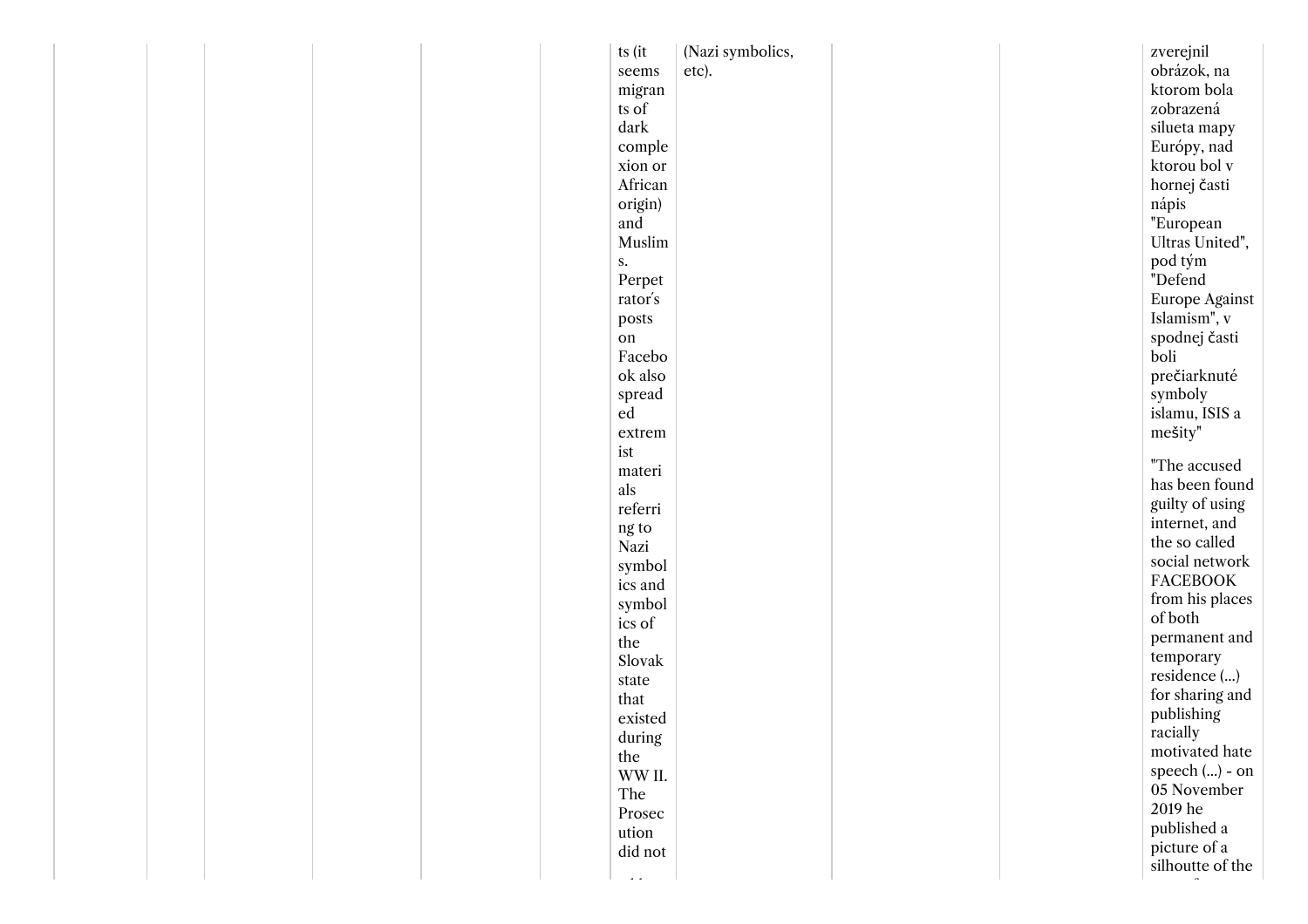| | | | | | | | | | | |
|---|---|---|---|---|---|---|---|---|---|---|
| | | | | | | ts (it seems migrants of dark complexion or African origin) and Muslims. Perpetrator's posts on Facebook also spreaded extremist materials referring to Nazi symbolics and symbolics of the Slovak state that existed during the WW II. The Prosecution did not | (Nazi symbolics, etc). | | | zverejnil obrázok, na ktorom bola zobrazená silueta mapy Európy, nad ktorou bol v hornej časti nápis "European Ultras United", pod tým "Defend Europe Against Islamism", v spodnej časti boli prečiarknuté symboly islamu, ISIS a mešity"<br><br>"The accused has been found guilty of using internet, and the so called social network FACEBOOK from his places of both permanent and temporary residence (...) for sharing and publishing racially motivated hate speech (...) - on 05 November 2019 he published a picture of a silhoutte of the |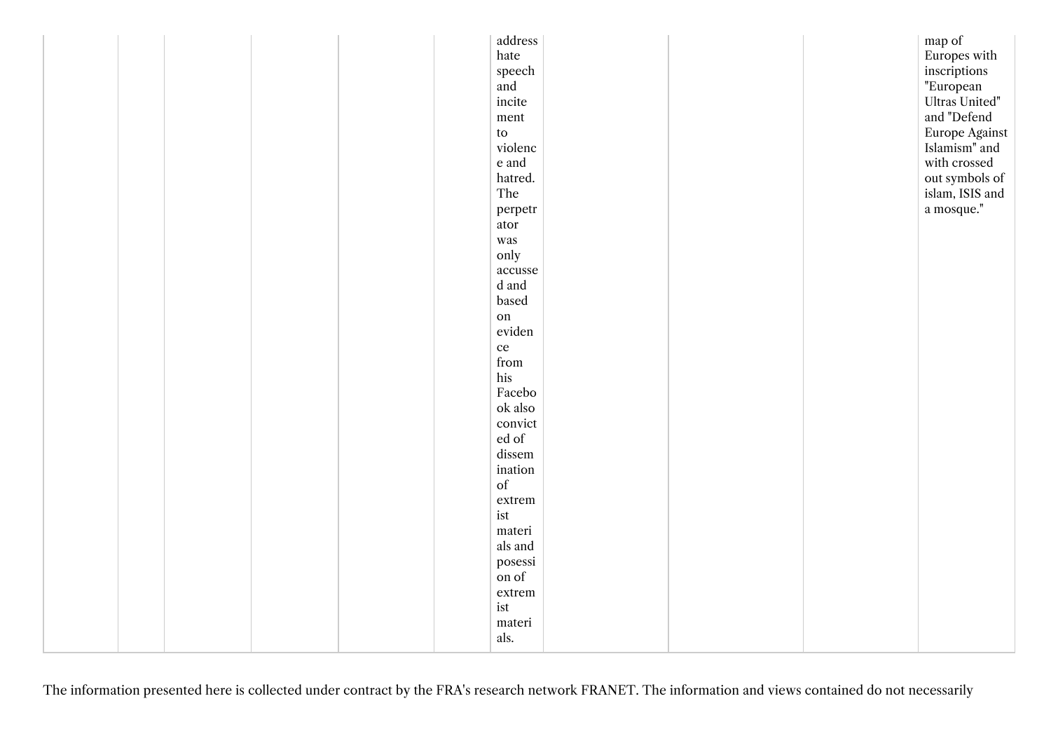| | | | | | | | | | | |
|---|---|---|---|---|---|---|---|---|---|---|
| | | | | | | address hate speech and incitement to violence and hatred. The perpetrator was only accussed and based on evidence from his Facebook also convicted of dissemination of extremist materials and posession of extremist materials. | | | | map of Europes with inscriptions "European Ultras United" and "Defend Europe Against Islamism" and with crossed out symbols of islam, ISIS and a mosque." |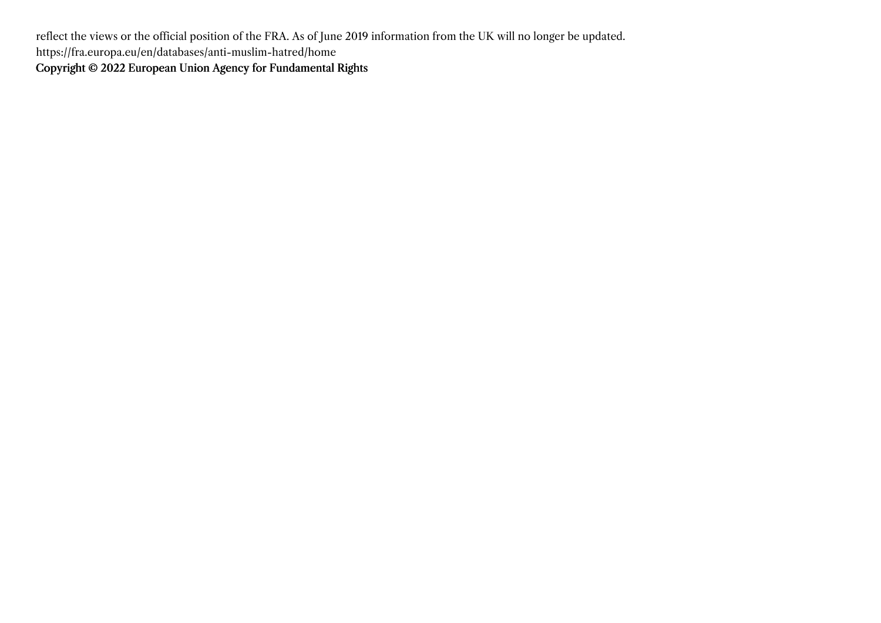reflect the views or the official position of the FRA. As of June 2019 information from the UK will no longer be updated.
https://fra.europa.eu/en/databases/anti-muslim-hatred/home
**Copyright © 2022 European Union Agency for Fundamental Rights**